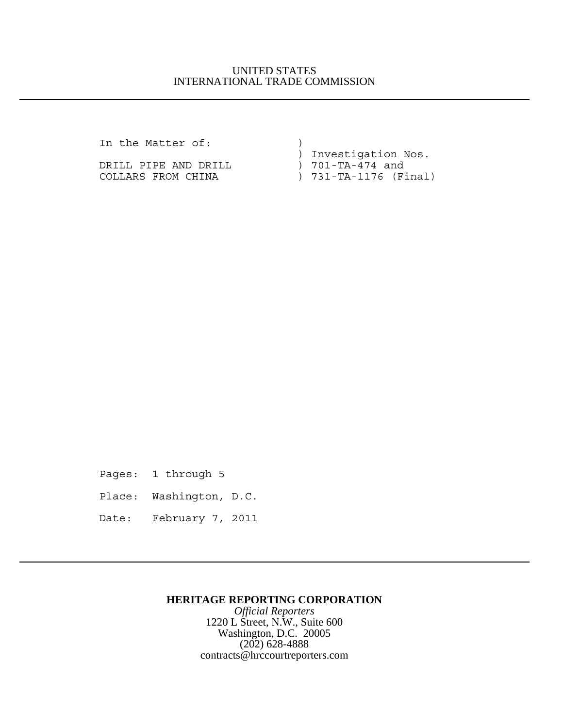UNITED STATES
INTERNATIONAL TRADE COMMISSION

```
In the Matter of:              )
                               ) Investigation Nos.
DRILL PIPE AND DRILL           ) 701-TA-474 and
COLLARS FROM CHINA             ) 731-TA-1176 (Final)
```

Pages: 1 through 5

Place: Washington, D.C.

Date: February 7, 2011

**HERITAGE REPORTING CORPORATION**
*Official Reporters*
1220 L Street, N.W., Suite 600
Washington, D.C. 20005
(202) 628-4888
contracts@hrccourtreporters.com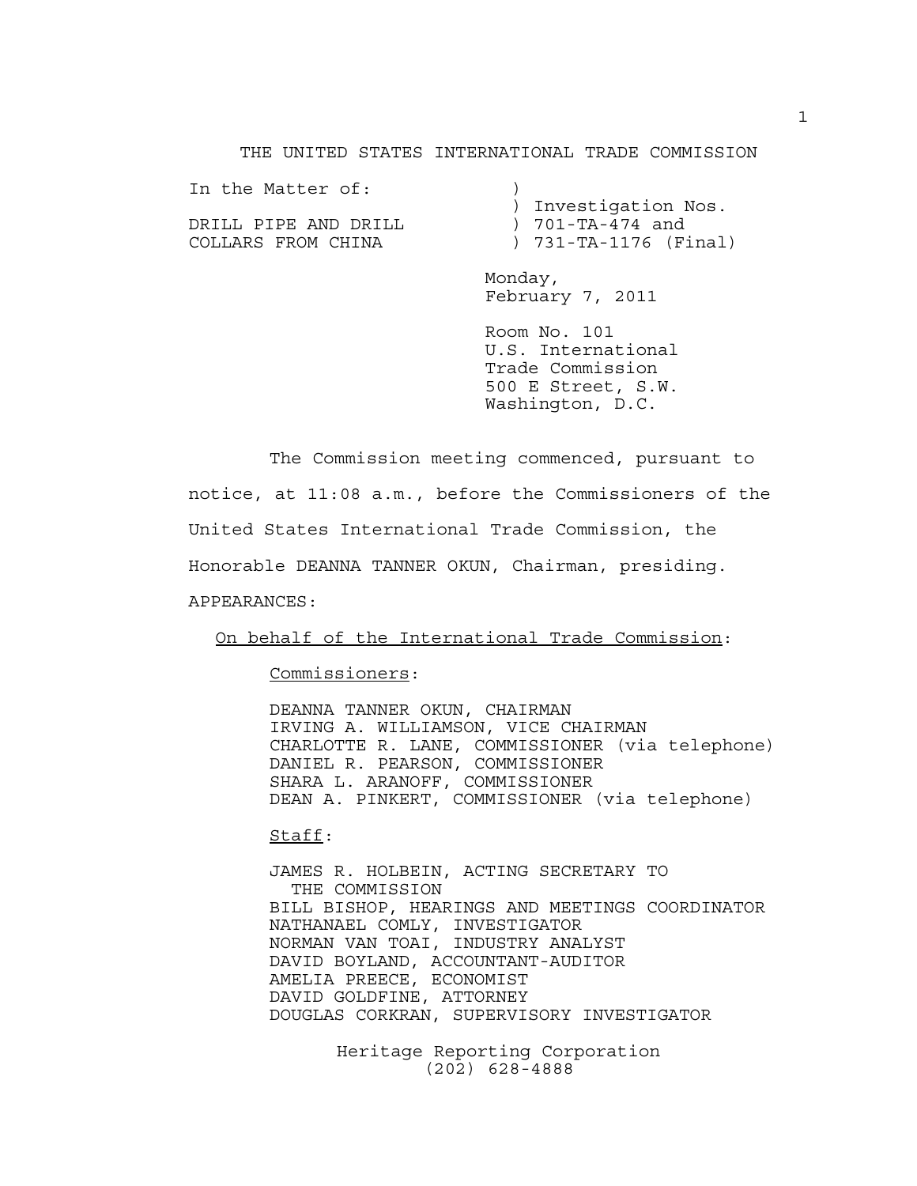THE UNITED STATES INTERNATIONAL TRADE COMMISSION

| In the Matter of: | ) |
|---|---|
| | ) Investigation Nos. |
| DRILL PIPE AND DRILL | ) 701-TA-474 and |
| COLLARS FROM CHINA | ) 731-TA-1176 (Final) |

Monday,
February 7, 2011

Room No. 101
U.S. International
Trade Commission
500 E Street, S.W.
Washington, D.C.

The Commission meeting commenced, pursuant to notice, at 11:08 a.m., before the Commissioners of the United States International Trade Commission, the Honorable DEANNA TANNER OKUN, Chairman, presiding.

APPEARANCES:

On behalf of the International Trade Commission:

Commissioners:

DEANNA TANNER OKUN, CHAIRMAN
IRVING A. WILLIAMSON, VICE CHAIRMAN
CHARLOTTE R. LANE, COMMISSIONER (via telephone)
DANIEL R. PEARSON, COMMISSIONER
SHARA L. ARANOFF, COMMISSIONER
DEAN A. PINKERT, COMMISSIONER (via telephone)

Staff:

JAMES R. HOLBEIN, ACTING SECRETARY TO THE COMMISSION
BILL BISHOP, HEARINGS AND MEETINGS COORDINATOR
NATHANAEL COMLY, INVESTIGATOR
NORMAN VAN TOAI, INDUSTRY ANALYST
DAVID BOYLAND, ACCOUNTANT-AUDITOR
AMELIA PREECE, ECONOMIST
DAVID GOLDFINE, ATTORNEY
DOUGLAS CORKRAN, SUPERVISORY INVESTIGATOR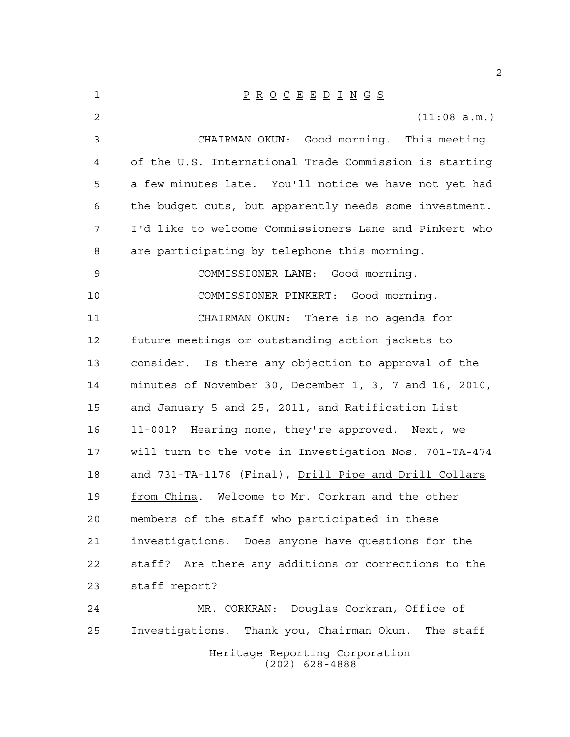P R O C E E D I N G S

(11:08 a.m.)

CHAIRMAN OKUN: Good morning. This meeting of the U.S. International Trade Commission is starting a few minutes late. You'll notice we have not yet had the budget cuts, but apparently needs some investment. I'd like to welcome Commissioners Lane and Pinkert who are participating by telephone this morning.

COMMISSIONER LANE: Good morning.

COMMISSIONER PINKERT: Good morning.

CHAIRMAN OKUN: There is no agenda for future meetings or outstanding action jackets to consider. Is there any objection to approval of the minutes of November 30, December 1, 3, 7 and 16, 2010, and January 5 and 25, 2011, and Ratification List 11-001? Hearing none, they're approved. Next, we will turn to the vote in Investigation Nos. 701-TA-474 and 731-TA-1176 (Final), Drill Pipe and Drill Collars from China. Welcome to Mr. Corkran and the other members of the staff who participated in these investigations. Does anyone have questions for the staff? Are there any additions or corrections to the staff report?

MR. CORKRAN: Douglas Corkran, Office of Investigations. Thank you, Chairman Okun. The staff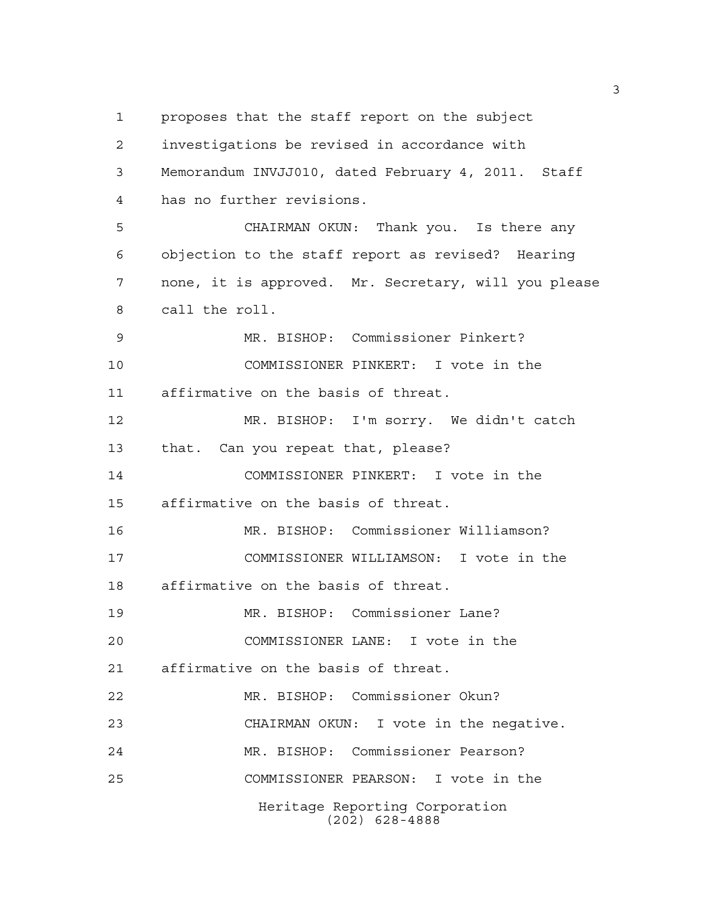proposes that the staff report on the subject investigations be revised in accordance with Memorandum INVJJ010, dated February 4, 2011. Staff has no further revisions.

CHAIRMAN OKUN: Thank you. Is there any objection to the staff report as revised? Hearing none, it is approved. Mr. Secretary, will you please call the roll.

MR. BISHOP: Commissioner Pinkert?

COMMISSIONER PINKERT: I vote in the affirmative on the basis of threat.

MR. BISHOP: I'm sorry. We didn't catch that. Can you repeat that, please?

COMMISSIONER PINKERT: I vote in the affirmative on the basis of threat.

MR. BISHOP: Commissioner Williamson?

COMMISSIONER WILLIAMSON: I vote in the affirmative on the basis of threat.

MR. BISHOP: Commissioner Lane?

COMMISSIONER LANE: I vote in the affirmative on the basis of threat.

MR. BISHOP: Commissioner Okun?

CHAIRMAN OKUN: I vote in the negative.

MR. BISHOP: Commissioner Pearson?

COMMISSIONER PEARSON: I vote in the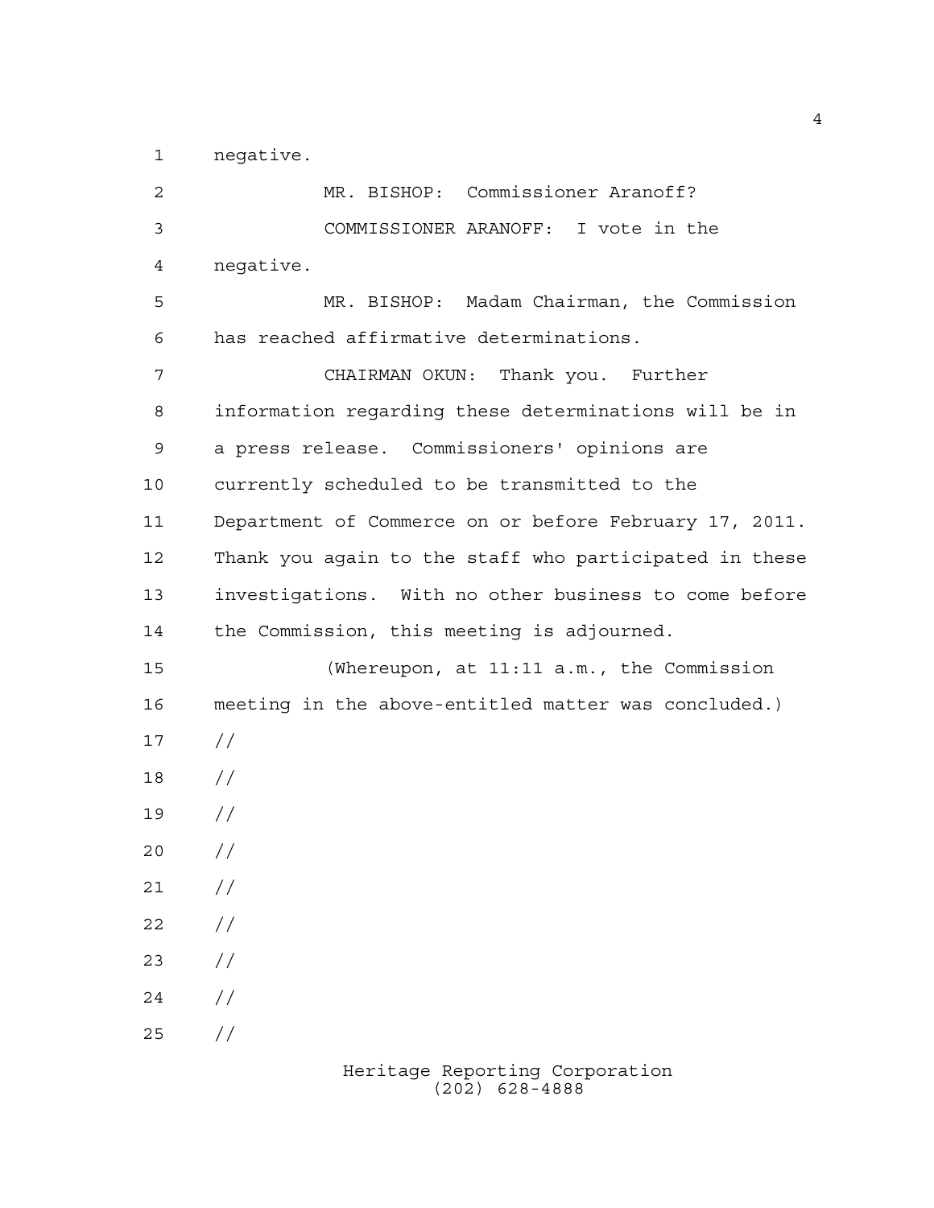negative.

MR. BISHOP: Commissioner Aranoff?

COMMISSIONER ARANOFF: I vote in the negative.

MR. BISHOP: Madam Chairman, the Commission has reached affirmative determinations.

CHAIRMAN OKUN: Thank you. Further information regarding these determinations will be in a press release. Commissioners' opinions are currently scheduled to be transmitted to the Department of Commerce on or before February 17, 2011. Thank you again to the staff who participated in these investigations. With no other business to come before the Commission, this meeting is adjourned.

(Whereupon, at 11:11 a.m., the Commission meeting in the above-entitled matter was concluded.)

//

//

//

//

//

//

//

//

//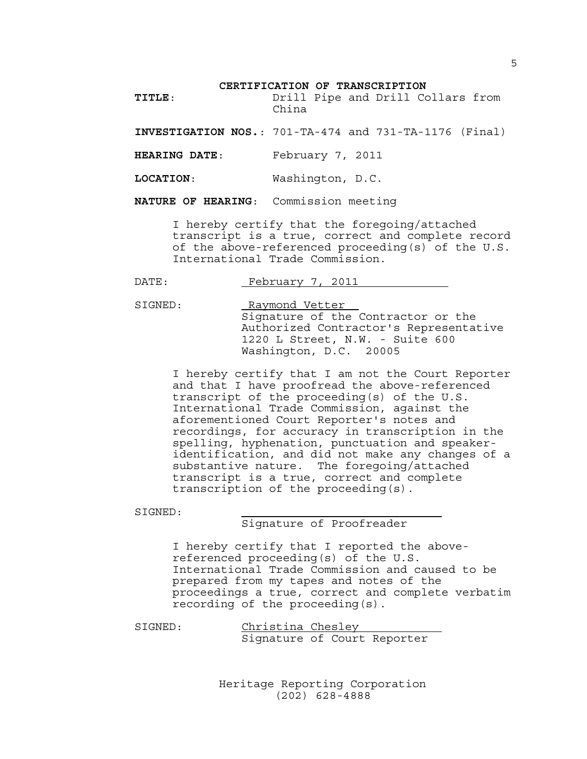# CERTIFICATION OF TRANSCRIPTION

**TITLE**: Drill Pipe and Drill Collars from China

**INVESTIGATION NOS.**: 701-TA-474 and 731-TA-1176 (Final)

**HEARING DATE**: February 7, 2011

**LOCATION**: Washington, D.C.

**NATURE OF HEARING**: Commission meeting

I hereby certify that the foregoing/attached transcript is a true, correct and complete record of the above-referenced proceeding(s) of the U.S. International Trade Commission.

DATE: February 7, 2011

SIGNED: Raymond Vetter
Signature of the Contractor or the Authorized Contractor's Representative
1220 L Street, N.W. - Suite 600
Washington, D.C. 20005

I hereby certify that I am not the Court Reporter and that I have proofread the above-referenced transcript of the proceeding(s) of the U.S. International Trade Commission, against the aforementioned Court Reporter's notes and recordings, for accuracy in transcription in the spelling, hyphenation, punctuation and speaker-identification, and did not make any changes of a substantive nature. The foregoing/attached transcript is a true, correct and complete transcription of the proceeding(s).

SIGNED: ______________________________
Signature of Proofreader

I hereby certify that I reported the above-referenced proceeding(s) of the U.S. International Trade Commission and caused to be prepared from my tapes and notes of the proceedings a true, correct and complete verbatim recording of the proceeding(s).

SIGNED: Christina Chesley
Signature of Court Reporter

Heritage Reporting Corporation
(202) 628-4888